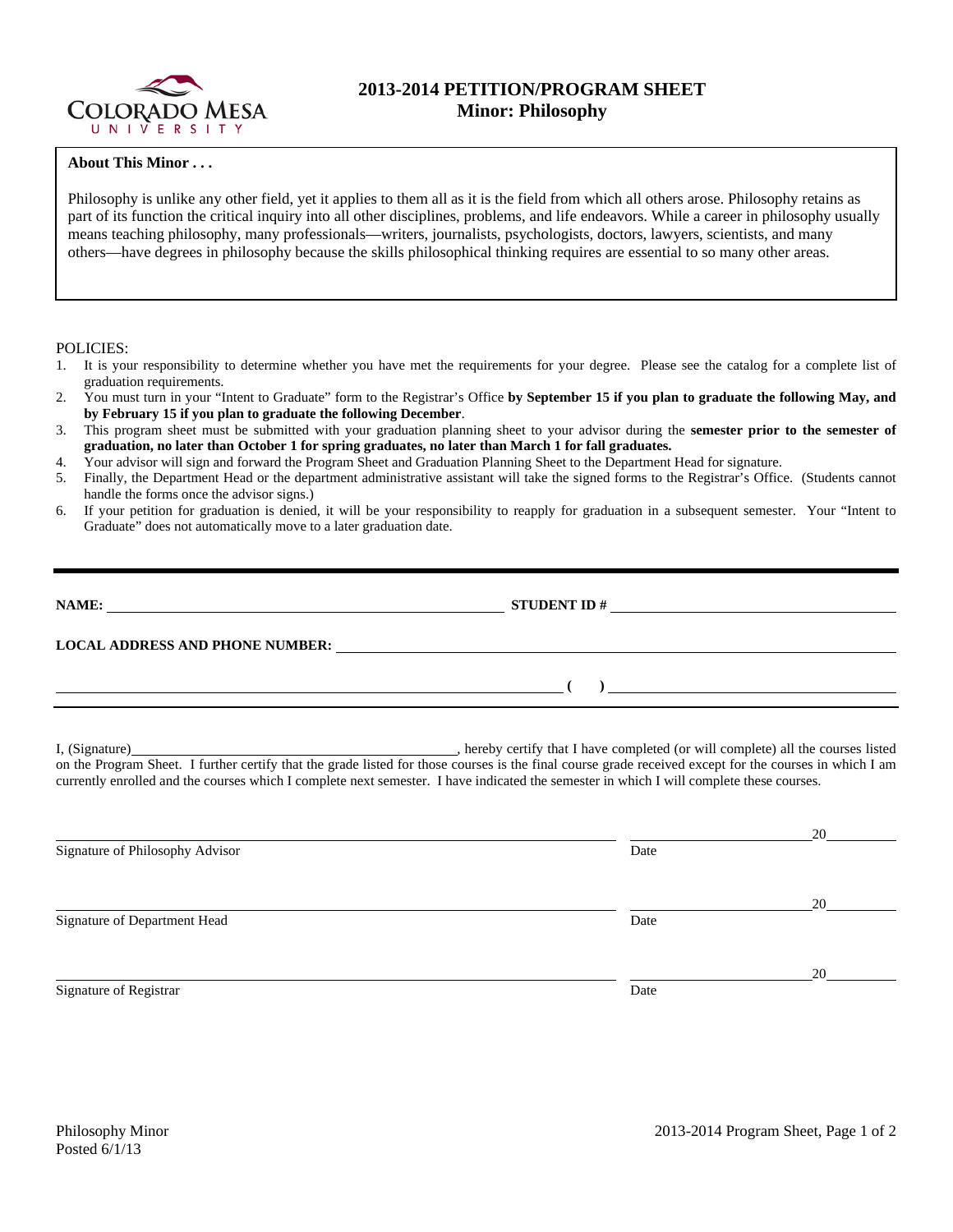# 2013-2014 PETITION/PROGRAM SHEET
## Minor: Philosophy

**About This Minor . . .**

Philosophy is unlike any other field, yet it applies to them all as it is the field from which all others arose. Philosophy retains as part of its function the critical inquiry into all other disciplines, problems, and life endeavors. While a career in philosophy usually means teaching philosophy, many professionals—writers, journalists, psychologists, doctors, lawyers, scientists, and many others—have degrees in philosophy because the skills philosophical thinking requires are essential to so many other areas.

POLICIES:

1. It is your responsibility to determine whether you have met the requirements for your degree. Please see the catalog for a complete list of graduation requirements.
2. You must turn in your "Intent to Graduate" form to the Registrar's Office **by September 15 if you plan to graduate the following May, and by February 15 if you plan to graduate the following December**.
3. This program sheet must be submitted with your graduation planning sheet to your advisor during the **semester prior to the semester of graduation, no later than October 1 for spring graduates, no later than March 1 for fall graduates.**
4. Your advisor will sign and forward the Program Sheet and Graduation Planning Sheet to the Department Head for signature.
5. Finally, the Department Head or the department administrative assistant will take the signed forms to the Registrar's Office. (Students cannot handle the forms once the advisor signs.)
6. If your petition for graduation is denied, it will be your responsibility to reapply for graduation in a subsequent semester. Your "Intent to Graduate" does not automatically move to a later graduation date.

---

**NAME:** ______________________ **STUDENT ID #** ______________________

**LOCAL ADDRESS AND PHONE NUMBER:** ______________________

______________________ **(    )** ______________________

I, (Signature)______________________, hereby certify that I have completed (or will complete) all the courses listed on the Program Sheet. I further certify that the grade listed for those courses is the final course grade received except for the courses in which I am currently enrolled and the courses which I complete next semester. I have indicated the semester in which I will complete these courses.

______________________ ______________ 20______
Signature of Philosophy Advisor Date

______________________ ______________ 20______
Signature of Department Head Date

______________________ ______________ 20______
Signature of Registrar Date

Philosophy Minor
Posted 6/1/13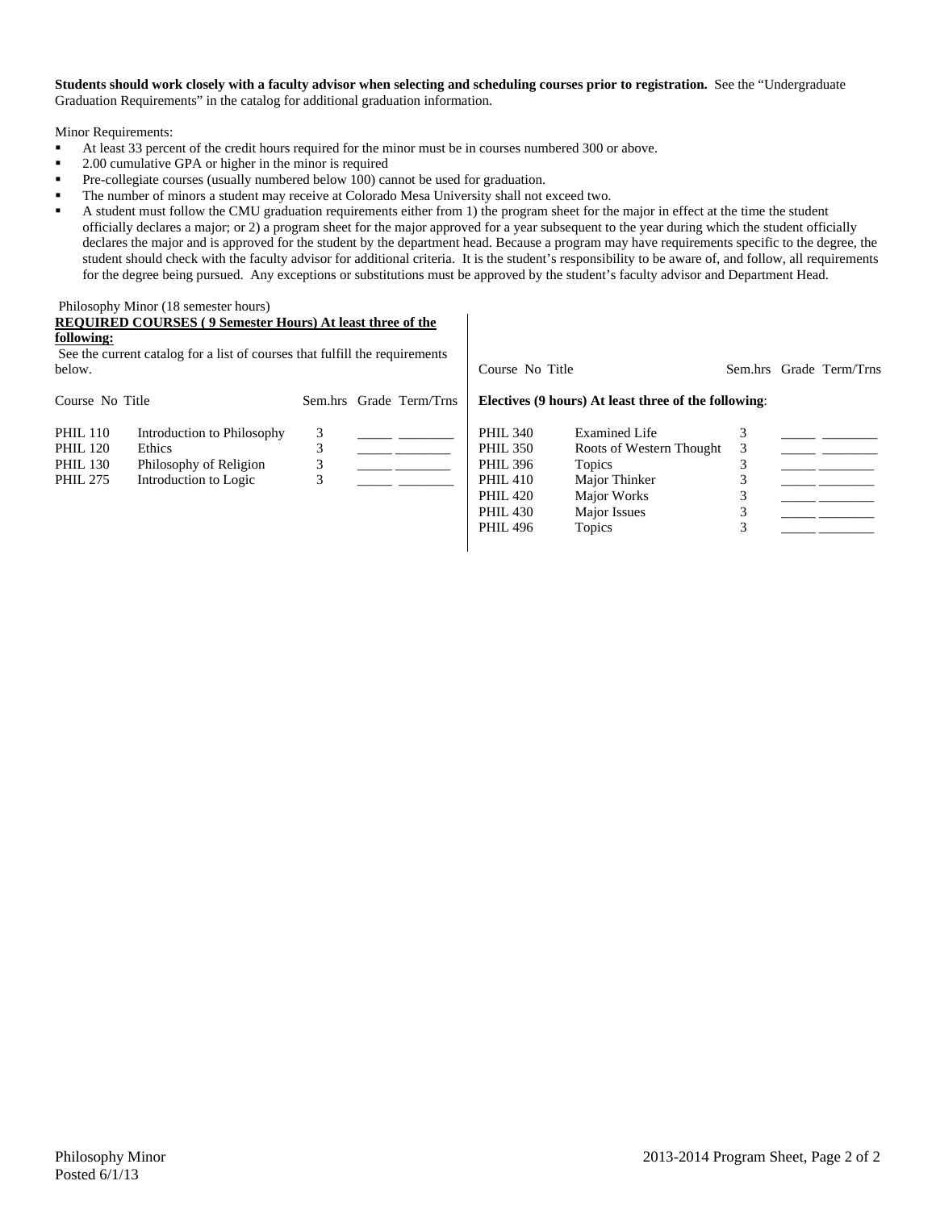**Students should work closely with a faculty advisor when selecting and scheduling courses prior to registration.** See the "Undergraduate Graduation Requirements" in the catalog for additional graduation information.

Minor Requirements:

- At least 33 percent of the credit hours required for the minor must be in courses numbered 300 or above.
- 2.00 cumulative GPA or higher in the minor is required
- Pre-collegiate courses (usually numbered below 100) cannot be used for graduation.
- The number of minors a student may receive at Colorado Mesa University shall not exceed two.
- A student must follow the CMU graduation requirements either from 1) the program sheet for the major in effect at the time the student officially declares a major; or 2) a program sheet for the major approved for a year subsequent to the year during which the student officially declares the major and is approved for the student by the department head. Because a program may have requirements specific to the degree, the student should check with the faculty advisor for additional criteria. It is the student's responsibility to be aware of, and follow, all requirements for the degree being pursued. Any exceptions or substitutions must be approved by the student's faculty advisor and Department Head.

Philosophy Minor (18 semester hours)

**REQUIRED COURSES ( 9 Semester Hours) At least three of the following:**

See the current catalog for a list of courses that fulfill the requirements below.

| Course No | Title | Sem.hrs | Grade | Term/Trns |
|---|---|---|---|---|
| PHIL 110 | Introduction to Philosophy | 3 | _____ | ________ |
| PHIL 120 | Ethics | 3 | _____ | ________ |
| PHIL 130 | Philosophy of Religion | 3 | _____ | ________ |
| PHIL 275 | Introduction to Logic | 3 | _____ | ________ |

**Electives (9 hours) At least three of the following**:

| Course No | Title | Sem.hrs | Grade | Term/Trns |
|---|---|---|---|---|
| PHIL 340 | Examined Life | 3 | _____ | ________ |
| PHIL 350 | Roots of Western Thought | 3 | _____ | ________ |
| PHIL 396 | Topics | 3 | _____ | ________ |
| PHIL 410 | Major Thinker | 3 | _____ | ________ |
| PHIL 420 | Major Works | 3 | _____ | ________ |
| PHIL 430 | Major Issues | 3 | _____ | ________ |
| PHIL 496 | Topics | 3 | _____ | ________ |

Philosophy Minor
Posted 6/1/13